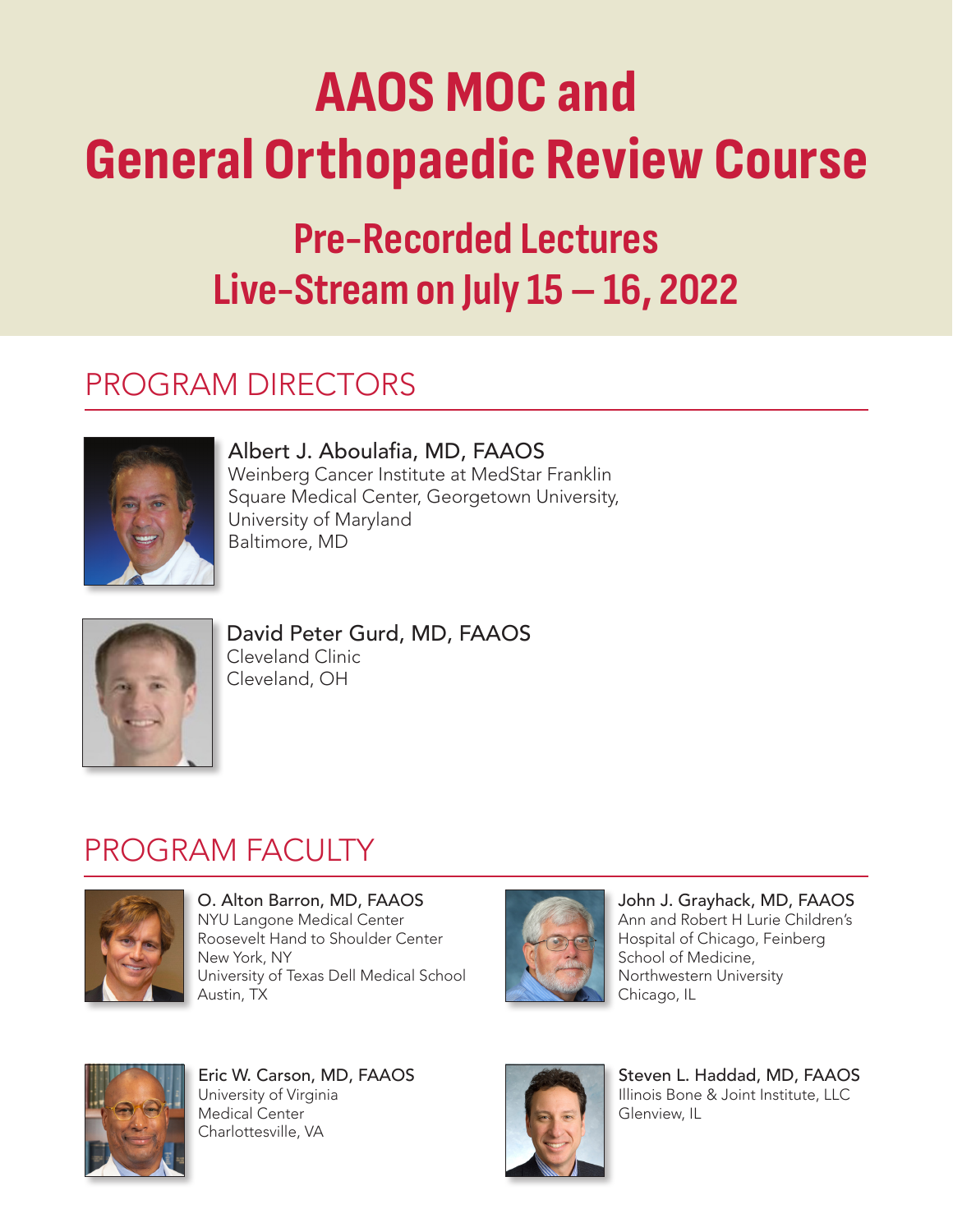# AAOS MOC and General Orthopaedic Review Course

## Pre-Recorded Lectures
## Live-Stream on July 15 – 16, 2022

## PROGRAM DIRECTORS

**Albert J. Aboulafia, MD, FAAOS**
Weinberg Cancer Institute at MedStar Franklin Square Medical Center, Georgetown University, University of Maryland
Baltimore, MD

**David Peter Gurd, MD, FAAOS**
Cleveland Clinic
Cleveland, OH

## PROGRAM FACULTY

**O. Alton Barron, MD, FAAOS**
NYU Langone Medical Center
Roosevelt Hand to Shoulder Center
New York, NY
University of Texas Dell Medical School
Austin, TX

**John J. Grayhack, MD, FAAOS**
Ann and Robert H Lurie Children's Hospital of Chicago, Feinberg School of Medicine, Northwestern University
Chicago, IL

**Eric W. Carson, MD, FAAOS**
University of Virginia Medical Center
Charlottesville, VA

**Steven L. Haddad, MD, FAAOS**
Illinois Bone & Joint Institute, LLC
Glenview, IL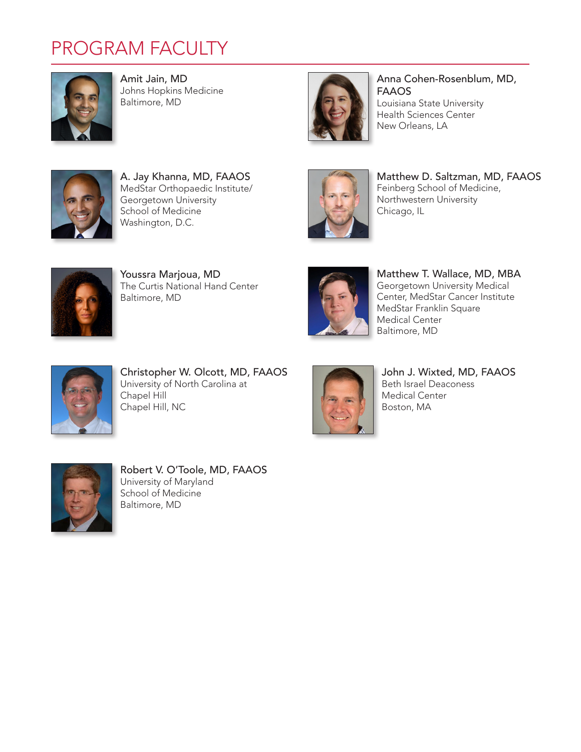# PROGRAM FACULTY

**Amit Jain, MD**
Johns Hopkins Medicine
Baltimore, MD

**Anna Cohen-Rosenblum, MD, FAAOS**
Louisiana State University
Health Sciences Center
New Orleans, LA

**A. Jay Khanna, MD, FAAOS**
MedStar Orthopaedic Institute/
Georgetown University
School of Medicine
Washington, D.C.

**Matthew D. Saltzman, MD, FAAOS**
Feinberg School of Medicine,
Northwestern University
Chicago, IL

**Youssra Marjoua, MD**
The Curtis National Hand Center
Baltimore, MD

**Matthew T. Wallace, MD, MBA**
Georgetown University Medical
Center, MedStar Cancer Institute
MedStar Franklin Square
Medical Center
Baltimore, MD

**Christopher W. Olcott, MD, FAAOS**
University of North Carolina at
Chapel Hill
Chapel Hill, NC

**John J. Wixted, MD, FAAOS**
Beth Israel Deaconess
Medical Center
Boston, MA

**Robert V. O'Toole, MD, FAAOS**
University of Maryland
School of Medicine
Baltimore, MD